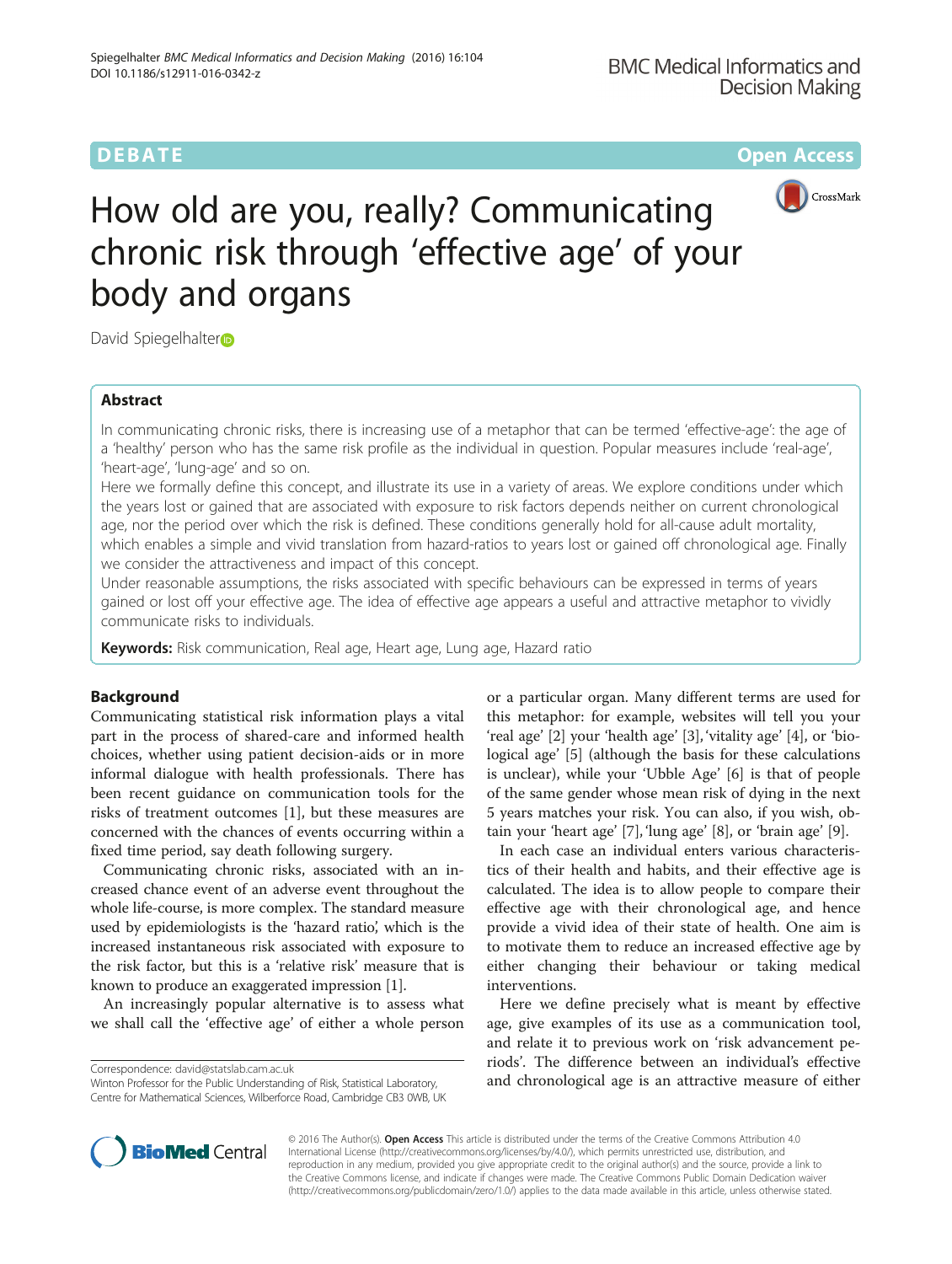DEBATE — Open Access

# How old are you, really? Communicating chronic risk through 'effective age' of your body and organs

David Spiegelhalter

## Abstract

In communicating chronic risks, there is increasing use of a metaphor that can be termed 'effective-age': the age of a 'healthy' person who has the same risk profile as the individual in question. Popular measures include 'real-age', 'heart-age', 'lung-age' and so on.

Here we formally define this concept, and illustrate its use in a variety of areas. We explore conditions under which the years lost or gained that are associated with exposure to risk factors depends neither on current chronological age, nor the period over which the risk is defined. These conditions generally hold for all-cause adult mortality, which enables a simple and vivid translation from hazard-ratios to years lost or gained off chronological age. Finally we consider the attractiveness and impact of this concept.

Under reasonable assumptions, the risks associated with specific behaviours can be expressed in terms of years gained or lost off your effective age. The idea of effective age appears a useful and attractive metaphor to vividly communicate risks to individuals.

**Keywords:** Risk communication, Real age, Heart age, Lung age, Hazard ratio

## Background

Communicating statistical risk information plays a vital part in the process of shared-care and informed health choices, whether using patient decision-aids or in more informal dialogue with health professionals. There has been recent guidance on communication tools for the risks of treatment outcomes [1], but these measures are concerned with the chances of events occurring within a fixed time period, say death following surgery.

Communicating chronic risks, associated with an increased chance event of an adverse event throughout the whole life-course, is more complex. The standard measure used by epidemiologists is the 'hazard ratio', which is the increased instantaneous risk associated with exposure to the risk factor, but this is a 'relative risk' measure that is known to produce an exaggerated impression [1].

An increasingly popular alternative is to assess what we shall call the 'effective age' of either a whole person or a particular organ. Many different terms are used for this metaphor: for example, websites will tell you your 'real age' [2] your 'health age' [3], 'vitality age' [4], or 'biological age' [5] (although the basis for these calculations is unclear), while your 'Ubble Age' [6] is that of people of the same gender whose mean risk of dying in the next 5 years matches your risk. You can also, if you wish, obtain your 'heart age' [7], 'lung age' [8], or 'brain age' [9].

In each case an individual enters various characteristics of their health and habits, and their effective age is calculated. The idea is to allow people to compare their effective age with their chronological age, and hence provide a vivid idea of their state of health. One aim is to motivate them to reduce an increased effective age by either changing their behaviour or taking medical interventions.

Here we define precisely what is meant by effective age, give examples of its use as a communication tool, and relate it to previous work on 'risk advancement periods'. The difference between an individual's effective and chronological age is an attractive measure of either

Correspondence: david@statslab.cam.ac.uk
Winton Professor for the Public Understanding of Risk, Statistical Laboratory, Centre for Mathematical Sciences, Wilberforce Road, Cambridge CB3 0WB, UK

© 2016 The Author(s). **Open Access** This article is distributed under the terms of the Creative Commons Attribution 4.0 International License (http://creativecommons.org/licenses/by/4.0/), which permits unrestricted use, distribution, and reproduction in any medium, provided you give appropriate credit to the original author(s) and the source, provide a link to the Creative Commons license, and indicate if changes were made. The Creative Commons Public Domain Dedication waiver (http://creativecommons.org/publicdomain/zero/1.0/) applies to the data made available in this article, unless otherwise stated.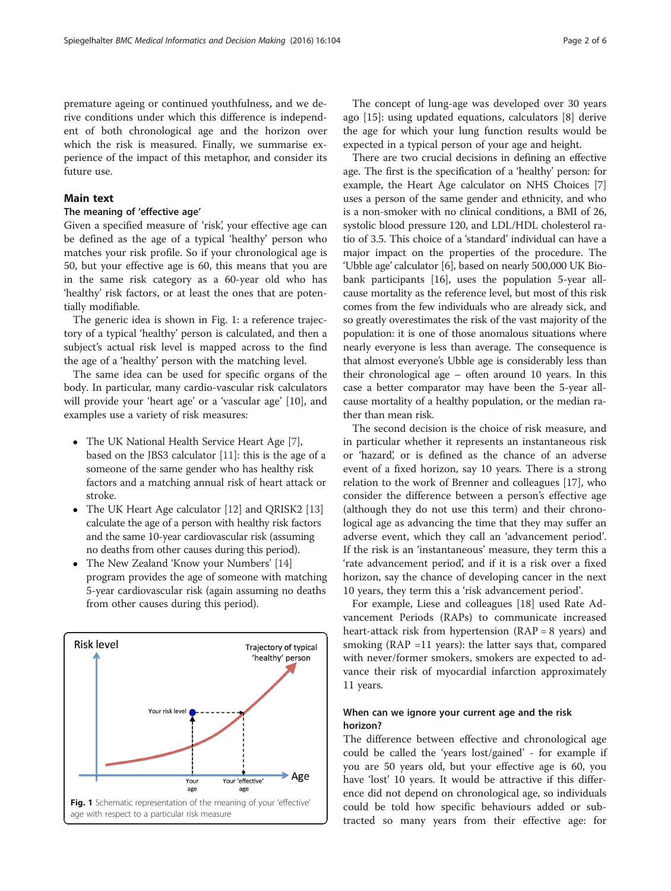premature ageing or continued youthfulness, and we derive conditions under which this difference is independent of both chronological age and the horizon over which the risk is measured. Finally, we summarise experience of the impact of this metaphor, and consider its future use.

## Main text

### The meaning of 'effective age'

Given a specified measure of 'risk', your effective age can be defined as the age of a typical 'healthy' person who matches your risk profile. So if your chronological age is 50, but your effective age is 60, this means that you are in the same risk category as a 60-year old who has 'healthy' risk factors, or at least the ones that are potentially modifiable.

The generic idea is shown in Fig. 1: a reference trajectory of a typical 'healthy' person is calculated, and then a subject's actual risk level is mapped across to the find the age of a 'healthy' person with the matching level.

The same idea can be used for specific organs of the body. In particular, many cardio-vascular risk calculators will provide your 'heart age' or a 'vascular age' [10], and examples use a variety of risk measures:

- The UK National Health Service Heart Age [7], based on the JBS3 calculator [11]: this is the age of a someone of the same gender who has healthy risk factors and a matching annual risk of heart attack or stroke.
- The UK Heart Age calculator [12] and QRISK2 [13] calculate the age of a person with healthy risk factors and the same 10-year cardiovascular risk (assuming no deaths from other causes during this period).
- The New Zealand 'Know your Numbers' [14] program provides the age of someone with matching 5-year cardiovascular risk (again assuming no deaths from other causes during this period).

**Fig. 1** Schematic representation of the meaning of your 'effective' age with respect to a particular risk measure

The concept of lung-age was developed over 30 years ago [15]: using updated equations, calculators [8] derive the age for which your lung function results would be expected in a typical person of your age and height.

There are two crucial decisions in defining an effective age. The first is the specification of a 'healthy' person: for example, the Heart Age calculator on NHS Choices [7] uses a person of the same gender and ethnicity, and who is a non-smoker with no clinical conditions, a BMI of 26, systolic blood pressure 120, and LDL/HDL cholesterol ratio of 3.5. This choice of a 'standard' individual can have a major impact on the properties of the procedure. The 'Ubble age' calculator [6], based on nearly 500,000 UK Biobank participants [16], uses the population 5-year all-cause mortality as the reference level, but most of this risk comes from the few individuals who are already sick, and so greatly overestimates the risk of the vast majority of the population: it is one of those anomalous situations where nearly everyone is less than average. The consequence is that almost everyone's Ubble age is considerably less than their chronological age – often around 10 years. In this case a better comparator may have been the 5-year all-cause mortality of a healthy population, or the median rather than mean risk.

The second decision is the choice of risk measure, and in particular whether it represents an instantaneous risk or 'hazard', or is defined as the chance of an adverse event of a fixed horizon, say 10 years. There is a strong relation to the work of Brenner and colleagues [17], who consider the difference between a person's effective age (although they do not use this term) and their chronological age as advancing the time that they may suffer an adverse event, which they call an 'advancement period'. If the risk is an 'instantaneous' measure, they term this a 'rate advancement period', and if it is a risk over a fixed horizon, say the chance of developing cancer in the next 10 years, they term this a 'risk advancement period'.

For example, Liese and colleagues [18] used Rate Advancement Periods (RAPs) to communicate increased heart-attack risk from hypertension (RAP = 8 years) and smoking (RAP =11 years): the latter says that, compared with never/former smokers, smokers are expected to advance their risk of myocardial infarction approximately 11 years.

### When can we ignore your current age and the risk horizon?

The difference between effective and chronological age could be called the 'years lost/gained' - for example if you are 50 years old, but your effective age is 60, you have 'lost' 10 years. It would be attractive if this difference did not depend on chronological age, so individuals could be told how specific behaviours added or subtracted so many years from their effective age: for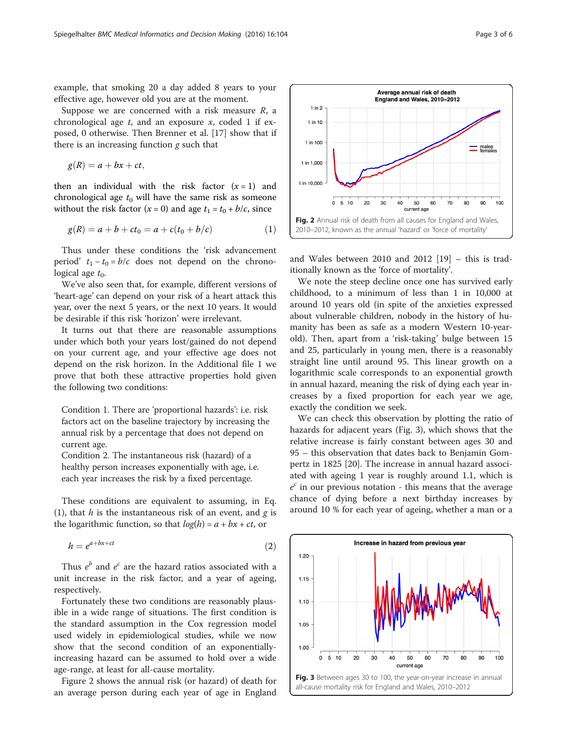example, that smoking 20 a day added 8 years to your effective age, however old you are at the moment.

Suppose we are concerned with a risk measure $R$, a chronological age $t$, and an exposure $x$, coded 1 if exposed, 0 otherwise. Then Brenner et al. [17] show that if there is an increasing function $g$ such that

$$g(R) = a + bx + ct,$$

then an individual with the risk factor ($x = 1$) and chronological age $t_0$ will have the same risk as someone without the risk factor ($x = 0$) and age $t_1 = t_0 + b/c$, since

$$g(R) = a + b + ct_0 = a + c(t_0 + b/c) \tag{1}$$

Thus under these conditions the 'risk advancement period' $t_1 - t_0 = b/c$ does not depend on the chronological age $t_0$.

We've also seen that, for example, different versions of 'heart-age' can depend on your risk of a heart attack this year, over the next 5 years, or the next 10 years. It would be desirable if this risk 'horizon' were irrelevant.

It turns out that there are reasonable assumptions under which both your years lost/gained do not depend on your current age, and your effective age does not depend on the risk horizon. In the Additional file 1 we prove that both these attractive properties hold given the following two conditions:

> Condition 1. There are 'proportional hazards': i.e. risk factors act on the baseline trajectory by increasing the annual risk by a percentage that does not depend on current age.
> Condition 2. The instantaneous risk (hazard) of a healthy person increases exponentially with age, i.e. each year increases the risk by a fixed percentage.

These conditions are equivalent to assuming, in Eq. (1), that $h$ is the instantaneous risk of an event, and $g$ is the logarithmic function, so that $log(h) = a + bx + ct$, or

$$h = e^{a+bx+ct} \tag{2}$$

Thus $e^b$ and $e^c$ are the hazard ratios associated with a unit increase in the risk factor, and a year of ageing, respectively.

Fortunately these two conditions are reasonably plausible in a wide range of situations. The first condition is the standard assumption in the Cox regression model used widely in epidemiological studies, while we now show that the second condition of an exponentially-increasing hazard can be assumed to hold over a wide age-range, at least for all-cause mortality.

Figure 2 shows the annual risk (or hazard) of death for an average person during each year of age in England and Wales between 2010 and 2012 [19] – this is traditionally known as the 'force of mortality'.

**Fig. 2** Annual risk of death from all causes for England and Wales, 2010–2012, known as the annual 'hazard' or 'force of mortality'

We note the steep decline once one has survived early childhood, to a minimum of less than 1 in 10,000 at around 10 years old (in spite of the anxieties expressed about vulnerable children, nobody in the history of humanity has been as safe as a modern Western 10-year-old). Then, apart from a 'risk-taking' bulge between 15 and 25, particularly in young men, there is a reasonably straight line until around 95. This linear growth on a logarithmic scale corresponds to an exponential growth in annual hazard, meaning the risk of dying each year increases by a fixed proportion for each year we age, exactly the condition we seek.

We can check this observation by plotting the ratio of hazards for adjacent years (Fig. 3), which shows that the relative increase is fairly constant between ages 30 and 95 – this observation that dates back to Benjamin Gompertz in 1825 [20]. The increase in annual hazard associated with ageing 1 year is roughly around 1.1, which is $e^c$ in our previous notation - this means that the average chance of dying before a next birthday increases by around 10 % for each year of ageing, whether a man or a

**Fig. 3** Between ages 30 to 100, the year-on-year increase in annual all-cause mortality risk for England and Wales, 2010–2012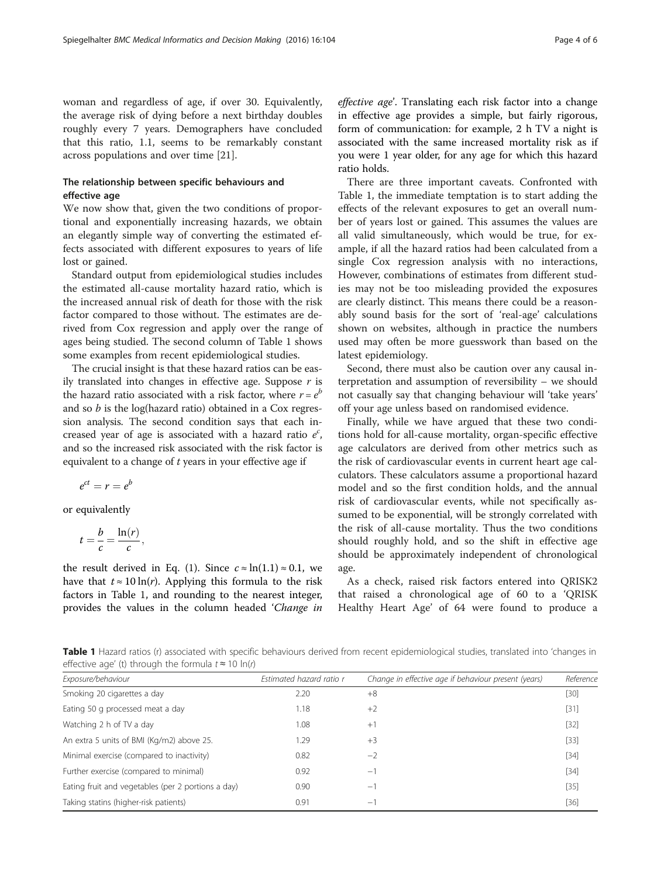woman and regardless of age, if over 30. Equivalently, the average risk of dying before a next birthday doubles roughly every 7 years. Demographers have concluded that this ratio, 1.1, seems to be remarkably constant across populations and over time [21].

### The relationship between specific behaviours and effective age

We now show that, given the two conditions of proportional and exponentially increasing hazards, we obtain an elegantly simple way of converting the estimated effects associated with different exposures to years of life lost or gained.

Standard output from epidemiological studies includes the estimated all-cause mortality hazard ratio, which is the increased annual risk of death for those with the risk factor compared to those without. The estimates are derived from Cox regression and apply over the range of ages being studied. The second column of Table 1 shows some examples from recent epidemiological studies.

The crucial insight is that these hazard ratios can be easily translated into changes in effective age. Suppose $r$ is the hazard ratio associated with a risk factor, where $r = e^b$ and so $b$ is the log(hazard ratio) obtained in a Cox regression analysis. The second condition says that each increased year of age is associated with a hazard ratio $e^c$, and so the increased risk associated with the risk factor is equivalent to a change of $t$ years in your effective age if

$$e^{ct} = r = e^b$$

or equivalently

$$t = \frac{b}{c} = \frac{\ln(r)}{c},$$

the result derived in Eq. (1). Since $c \approx \ln(1.1) \approx 0.1$, we have that $t \approx 10\ln(r)$. Applying this formula to the risk factors in Table 1, and rounding to the nearest integer, provides the values in the column headed '*Change in effective age*'. Translating each risk factor into a change in effective age provides a simple, but fairly rigorous, form of communication: for example, 2 h TV a night is associated with the same increased mortality risk as if you were 1 year older, for any age for which this hazard ratio holds.

There are three important caveats. Confronted with Table 1, the immediate temptation is to start adding the effects of the relevant exposures to get an overall number of years lost or gained. This assumes the values are all valid simultaneously, which would be true, for example, if all the hazard ratios had been calculated from a single Cox regression analysis with no interactions, However, combinations of estimates from different studies may not be too misleading provided the exposures are clearly distinct. This means there could be a reasonably sound basis for the sort of 'real-age' calculations shown on websites, although in practice the numbers used may often be more guesswork than based on the latest epidemiology.

Second, there must also be caution over any causal interpretation and assumption of reversibility – we should not casually say that changing behaviour will 'take years' off your age unless based on randomised evidence.

Finally, while we have argued that these two conditions hold for all-cause mortality, organ-specific effective age calculators are derived from other metrics such as the risk of cardiovascular events in current heart age calculators. These calculators assume a proportional hazard model and so the first condition holds, and the annual risk of cardiovascular events, while not specifically assumed to be exponential, will be strongly correlated with the risk of all-cause mortality. Thus the two conditions should roughly hold, and so the shift in effective age should be approximately independent of chronological age.

As a check, raised risk factors entered into QRISK2 that raised a chronological age of 60 to a 'QRISK Healthy Heart Age' of 64 were found to produce a

**Table 1** Hazard ratios (r) associated with specific behaviours derived from recent epidemiological studies, translated into 'changes in effective age' (t) through the formula $t \approx 10\ \ln(r)$

| *Exposure/behaviour* | *Estimated hazard ratio r* | *Change in effective age if behaviour present (years)* | *Reference* |
|---|---|---|---|
| Smoking 20 cigarettes a day | 2.20 | +8 | [30] |
| Eating 50 g processed meat a day | 1.18 | +2 | [31] |
| Watching 2 h of TV a day | 1.08 | +1 | [32] |
| An extra 5 units of BMI (Kg/m2) above 25. | 1.29 | +3 | [33] |
| Minimal exercise (compared to inactivity) | 0.82 | −2 | [34] |
| Further exercise (compared to minimal) | 0.92 | −1 | [34] |
| Eating fruit and vegetables (per 2 portions a day) | 0.90 | −1 | [35] |
| Taking statins (higher-risk patients) | 0.91 | −1 | [36] |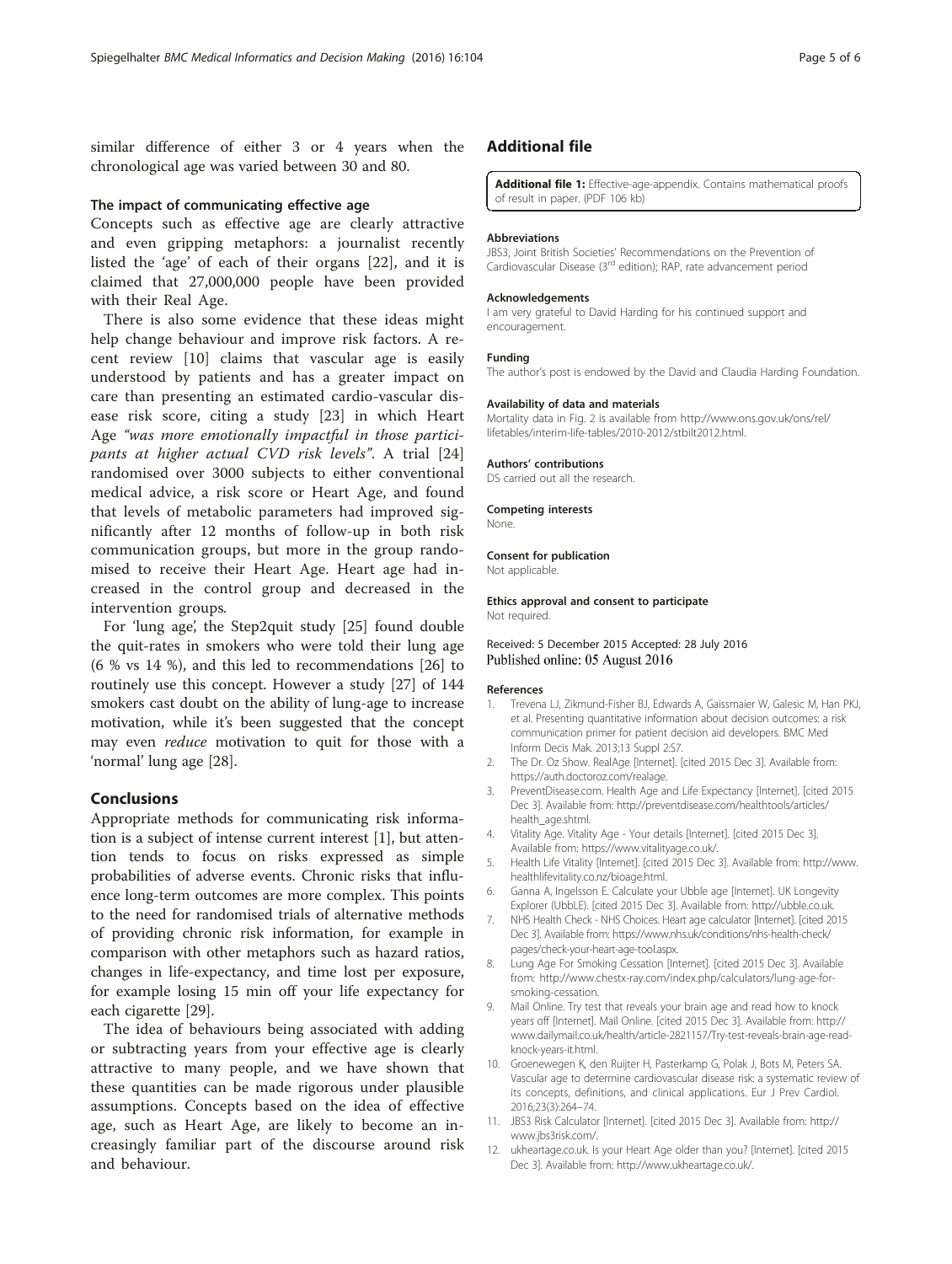similar difference of either 3 or 4 years when the chronological age was varied between 30 and 80.

### The impact of communicating effective age

Concepts such as effective age are clearly attractive and even gripping metaphors: a journalist recently listed the 'age' of each of their organs [22], and it is claimed that 27,000,000 people have been provided with their Real Age.

There is also some evidence that these ideas might help change behaviour and improve risk factors. A recent review [10] claims that vascular age is easily understood by patients and has a greater impact on care than presenting an estimated cardio-vascular disease risk score, citing a study [23] in which Heart Age *"was more emotionally impactful in those participants at higher actual CVD risk levels"*. A trial [24] randomised over 3000 subjects to either conventional medical advice, a risk score or Heart Age, and found that levels of metabolic parameters had improved significantly after 12 months of follow-up in both risk communication groups, but more in the group randomised to receive their Heart Age. Heart age had increased in the control group and decreased in the intervention groups.

For 'lung age', the Step2quit study [25] found double the quit-rates in smokers who were told their lung age (6 % vs 14 %), and this led to recommendations [26] to routinely use this concept. However a study [27] of 144 smokers cast doubt on the ability of lung-age to increase motivation, while it's been suggested that the concept may even *reduce* motivation to quit for those with a 'normal' lung age [28].

## Conclusions

Appropriate methods for communicating risk information is a subject of intense current interest [1], but attention tends to focus on risks expressed as simple probabilities of adverse events. Chronic risks that influence long-term outcomes are more complex. This points to the need for randomised trials of alternative methods of providing chronic risk information, for example in comparison with other metaphors such as hazard ratios, changes in life-expectancy, and time lost per exposure, for example losing 15 min off your life expectancy for each cigarette [29].

The idea of behaviours being associated with adding or subtracting years from your effective age is clearly attractive to many people, and we have shown that these quantities can be made rigorous under plausible assumptions. Concepts based on the idea of effective age, such as Heart Age, are likely to become an increasingly familiar part of the discourse around risk and behaviour.

## Additional file

**Additional file 1:** Effective-age-appendix. Contains mathematical proofs of result in paper. (PDF 106 kb)

#### Abbreviations

JBS3, Joint British Societies' Recommendations on the Prevention of Cardiovascular Disease (3rd edition); RAP, rate advancement period

#### Acknowledgements

I am very grateful to David Harding for his continued support and encouragement.

#### Funding

The author's post is endowed by the David and Claudia Harding Foundation.

#### Availability of data and materials

Mortality data in Fig. 2 is available from http://www.ons.gov.uk/ons/rel/lifetables/interim-life-tables/2010-2012/stbilt2012.html.

#### Authors' contributions

DS carried out all the research.

#### Competing interests

None.

#### Consent for publication

Not applicable.

#### Ethics approval and consent to participate

Not required.

Received: 5 December 2015 Accepted: 28 July 2016
Published online: 05 August 2016

#### References

1. Trevena LJ, Zikmund-Fisher BJ, Edwards A, Gaissmaier W, Galesic M, Han PKJ, et al. Presenting quantitative information about decision outcomes: a risk communication primer for patient decision aid developers. BMC Med Inform Decis Mak. 2013;13 Suppl 2:S7.
2. The Dr. Oz Show. RealAge [Internet]. [cited 2015 Dec 3]. Available from: https://auth.doctoroz.com/realage.
3. PreventDisease.com. Health Age and Life Expectancy [Internet]. [cited 2015 Dec 3]. Available from: http://preventdisease.com/healthtools/articles/health_age.shtml.
4. Vitality Age. Vitality Age - Your details [Internet]. [cited 2015 Dec 3]. Available from: https://www.vitalityage.co.uk/.
5. Health Life Vitality [Internet]. [cited 2015 Dec 3]. Available from: http://www.healthlifevitality.co.nz/bioage.html.
6. Ganna A, Ingelsson E. Calculate your Ubble age [Internet]. UK Longevity Explorer (UbbLE). [cited 2015 Dec 3]. Available from: http://ubble.co.uk.
7. NHS Health Check - NHS Choices. Heart age calculator [Internet]. [cited 2015 Dec 3]. Available from: https://www.nhs.uk/conditions/nhs-health-check/pages/check-your-heart-age-tool.aspx.
8. Lung Age For Smoking Cessation [Internet]. [cited 2015 Dec 3]. Available from: http://www.chestx-ray.com/index.php/calculators/lung-age-for-smoking-cessation.
9. Mail Online. Try test that reveals your brain age and read how to knock years off [Internet]. Mail Online. [cited 2015 Dec 3]. Available from: http://www.dailymail.co.uk/health/article-2821157/Try-test-reveals-brain-age-read-knock-years-it.html.
10. Groenewegen K, den Ruijter H, Pasterkamp G, Polak J, Bots M, Peters SA. Vascular age to determine cardiovascular disease risk: a systematic review of its concepts, definitions, and clinical applications. Eur J Prev Cardiol. 2016;23(3):264–74.
11. JBS3 Risk Calculator [Internet]. [cited 2015 Dec 3]. Available from: http://www.jbs3risk.com/.
12. ukheartage.co.uk. Is your Heart Age older than you? [Internet]. [cited 2015 Dec 3]. Available from: http://www.ukheartage.co.uk/.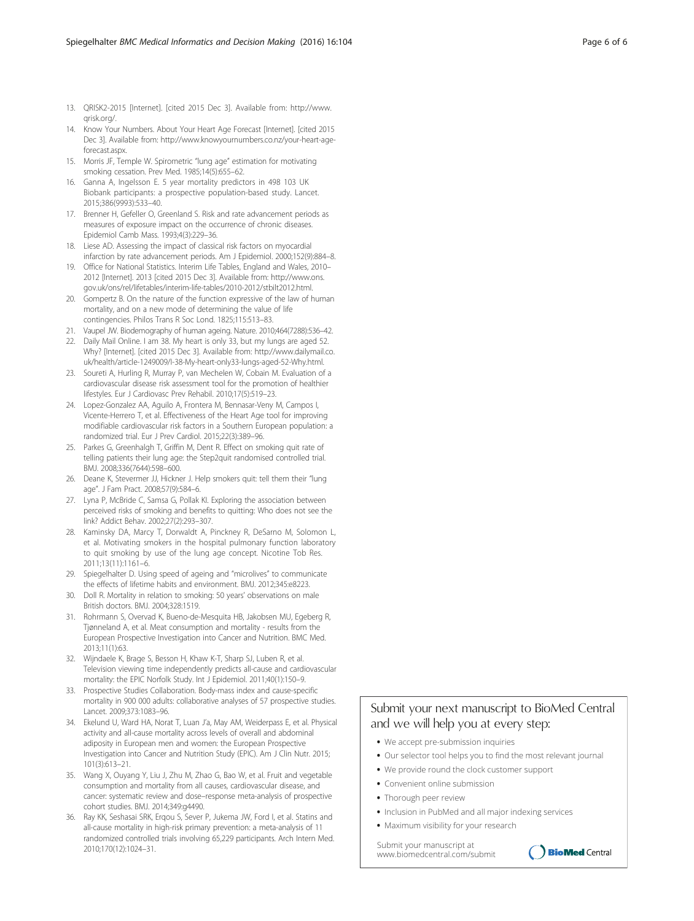13. QRISK2-2015 [Internet]. [cited 2015 Dec 3]. Available from: http://www.qrisk.org/.
14. Know Your Numbers. About Your Heart Age Forecast [Internet]. [cited 2015 Dec 3]. Available from: http://www.knowyournumbers.co.nz/your-heart-age-forecast.aspx.
15. Morris JF, Temple W. Spirometric "lung age" estimation for motivating smoking cessation. Prev Med. 1985;14(5):655–62.
16. Ganna A, Ingelsson E. 5 year mortality predictors in 498 103 UK Biobank participants: a prospective population-based study. Lancet. 2015;386(9993):533–40.
17. Brenner H, Gefeller O, Greenland S. Risk and rate advancement periods as measures of exposure impact on the occurrence of chronic diseases. Epidemiol Camb Mass. 1993;4(3):229–36.
18. Liese AD. Assessing the impact of classical risk factors on myocardial infarction by rate advancement periods. Am J Epidemiol. 2000;152(9):884–8.
19. Office for National Statistics. Interim Life Tables, England and Wales, 2010–2012 [Internet]. 2013 [cited 2015 Dec 3]. Available from: http://www.ons.gov.uk/ons/rel/lifetables/interim-life-tables/2010-2012/stbilt2012.html.
20. Gompertz B. On the nature of the function expressive of the law of human mortality, and on a new mode of determining the value of life contingencies. Philos Trans R Soc Lond. 1825;115:513–83.
21. Vaupel JW. Biodemography of human ageing. Nature. 2010;464(7288):536–42.
22. Daily Mail Online. I am 38. My heart is only 33, but my lungs are aged 52. Why? [Internet]. [cited 2015 Dec 3]. Available from: http://www.dailymail.co.uk/health/article-1249009/I-38-My-heart-only33-lungs-aged-52-Why.html.
23. Soureti A, Hurling R, Murray P, van Mechelen W, Cobain M. Evaluation of a cardiovascular disease risk assessment tool for the promotion of healthier lifestyles. Eur J Cardiovasc Prev Rehabil. 2010;17(5):519–23.
24. Lopez-Gonzalez AA, Aguilo A, Frontera M, Bennasar-Veny M, Campos I, Vicente-Herrero T, et al. Effectiveness of the Heart Age tool for improving modifiable cardiovascular risk factors in a Southern European population: a randomized trial. Eur J Prev Cardiol. 2015;22(3):389–96.
25. Parkes G, Greenhalgh T, Griffin M, Dent R. Effect on smoking quit rate of telling patients their lung age: the Step2quit randomised controlled trial. BMJ. 2008;336(7644):598–600.
26. Deane K, Stevermer JJ, Hickner J. Help smokers quit: tell them their "lung age". J Fam Pract. 2008;57(9):584–6.
27. Lyna P, McBride C, Samsa G, Pollak KI. Exploring the association between perceived risks of smoking and benefits to quitting: Who does not see the link? Addict Behav. 2002;27(2):293–307.
28. Kaminsky DA, Marcy T, Dorwaldt A, Pinckney R, DeSarno M, Solomon L, et al. Motivating smokers in the hospital pulmonary function laboratory to quit smoking by use of the lung age concept. Nicotine Tob Res. 2011;13(11):1161–6.
29. Spiegelhalter D. Using speed of ageing and "microlives" to communicate the effects of lifetime habits and environment. BMJ. 2012;345:e8223.
30. Doll R. Mortality in relation to smoking: 50 years' observations on male British doctors. BMJ. 2004;328:1519.
31. Rohrmann S, Overvad K, Bueno-de-Mesquita HB, Jakobsen MU, Egeberg R, Tjønneland A, et al. Meat consumption and mortality - results from the European Prospective Investigation into Cancer and Nutrition. BMC Med. 2013;11(1):63.
32. Wijndaele K, Brage S, Besson H, Khaw K-T, Sharp SJ, Luben R, et al. Television viewing time independently predicts all-cause and cardiovascular mortality: the EPIC Norfolk Study. Int J Epidemiol. 2011;40(1):150–9.
33. Prospective Studies Collaboration. Body-mass index and cause-specific mortality in 900 000 adults: collaborative analyses of 57 prospective studies. Lancet. 2009;373:1083–96.
34. Ekelund U, Ward HA, Norat T, Luan J'a, May AM, Weiderpass E, et al. Physical activity and all-cause mortality across levels of overall and abdominal adiposity in European men and women: the European Prospective Investigation into Cancer and Nutrition Study (EPIC). Am J Clin Nutr. 2015; 101(3):613–21.
35. Wang X, Ouyang Y, Liu J, Zhu M, Zhao G, Bao W, et al. Fruit and vegetable consumption and mortality from all causes, cardiovascular disease, and cancer: systematic review and dose–response meta-analysis of prospective cohort studies. BMJ. 2014;349:g4490.
36. Ray KK, Seshasai SRK, Erqou S, Sever P, Jukema JW, Ford I, et al. Statins and all-cause mortality in high-risk primary prevention: a meta-analysis of 11 randomized controlled trials involving 65,229 participants. Arch Intern Med. 2010;170(12):1024–31.

Submit your next manuscript to BioMed Central and we will help you at every step:

- We accept pre-submission inquiries
- Our selector tool helps you to find the most relevant journal
- We provide round the clock customer support
- Convenient online submission
- Thorough peer review
- Inclusion in PubMed and all major indexing services
- Maximum visibility for your research

Submit your manuscript at www.biomedcentral.com/submit

BioMed Central